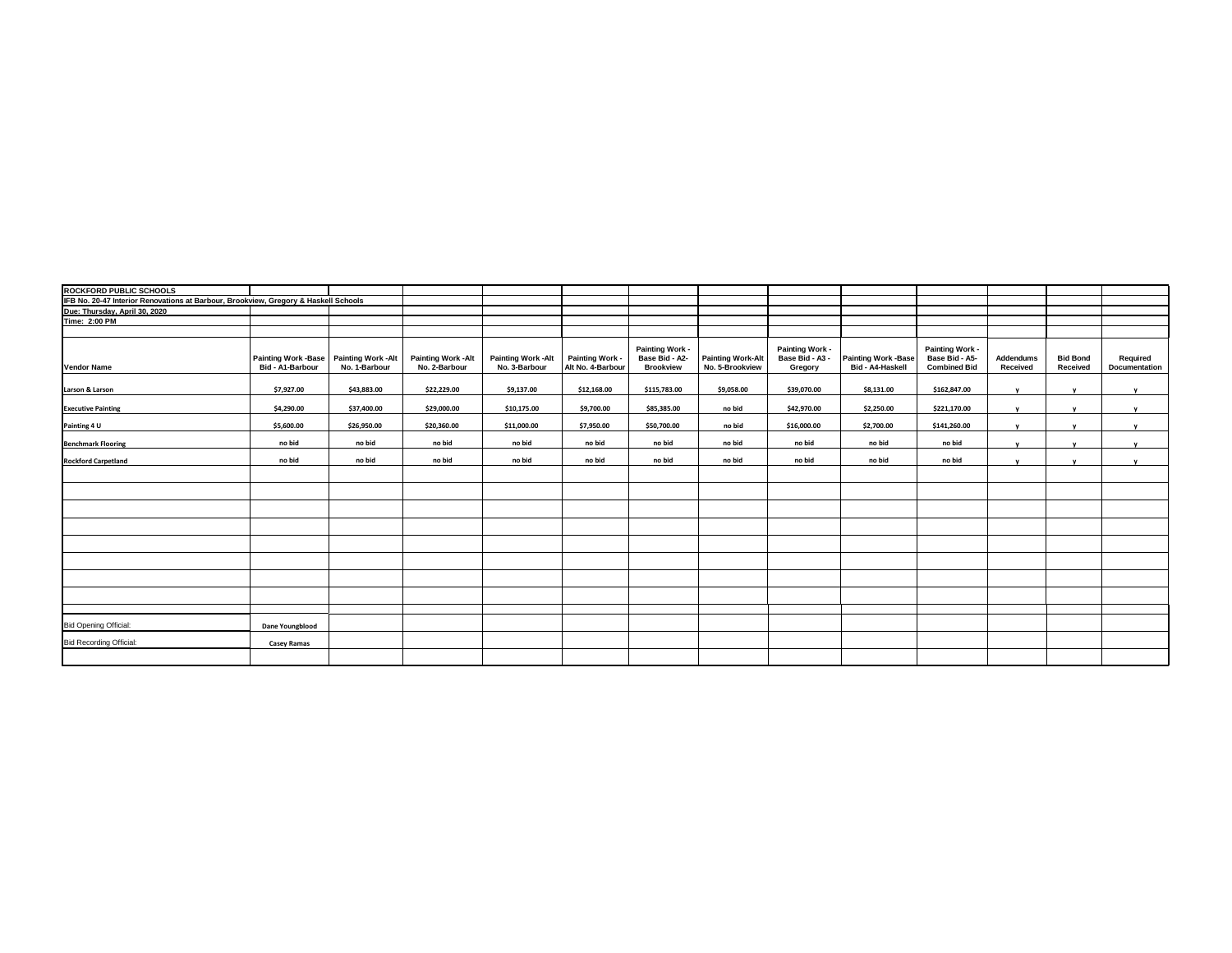**ROCKFORD PUBLIC SCHOOLS**
**IFB No. 20-47 Interior Renovations at Barbour, Brookview, Gregory & Haskell Schools**
**Due: Thursday, April 30, 2020**
**Time: 2:00 PM**

| Vendor Name | Painting Work -Base Bid - A1-Barbour | Painting Work -Alt No. 1-Barbour | Painting Work -Alt No. 2-Barbour | Painting Work -Alt No. 3-Barbour | Painting Work - Alt No. 4-Barbour | Painting Work - Base Bid - A2-Brookview | Painting Work-Alt No. 5-Brookview | Painting Work - Base Bid - A3 - Gregory | Painting Work -Base Bid - A4-Haskell | Painting Work - Base Bid - A5-Combined Bid | Addendums Received | Bid Bond Received | Required Documentation |
|---|---|---|---|---|---|---|---|---|---|---|---|---|---|
| Larson & Larson | $7,927.00 | $43,883.00 | $22,229.00 | $9,137.00 | $12,168.00 | $115,783.00 | $9,058.00 | $39,070.00 | $8,131.00 | $162,847.00 | y | y | y |
| Executive Painting | $4,290.00 | $37,400.00 | $29,000.00 | $10,175.00 | $9,700.00 | $85,385.00 | no bid | $42,970.00 | $2,250.00 | $221,170.00 | y | y | y |
| Painting 4 U | $5,600.00 | $26,950.00 | $20,360.00 | $11,000.00 | $7,950.00 | $50,700.00 | no bid | $16,000.00 | $2,700.00 | $141,260.00 | y | y | y |
| Benchmark Flooring | no bid | no bid | no bid | no bid | no bid | no bid | no bid | no bid | no bid | no bid | y | y | y |
| Rockford Carpetland | no bid | no bid | no bid | no bid | no bid | no bid | no bid | no bid | no bid | no bid | y | y | y |

Bid Opening Official: Dane Youngblood

Bid Recording Official: Casey Ramas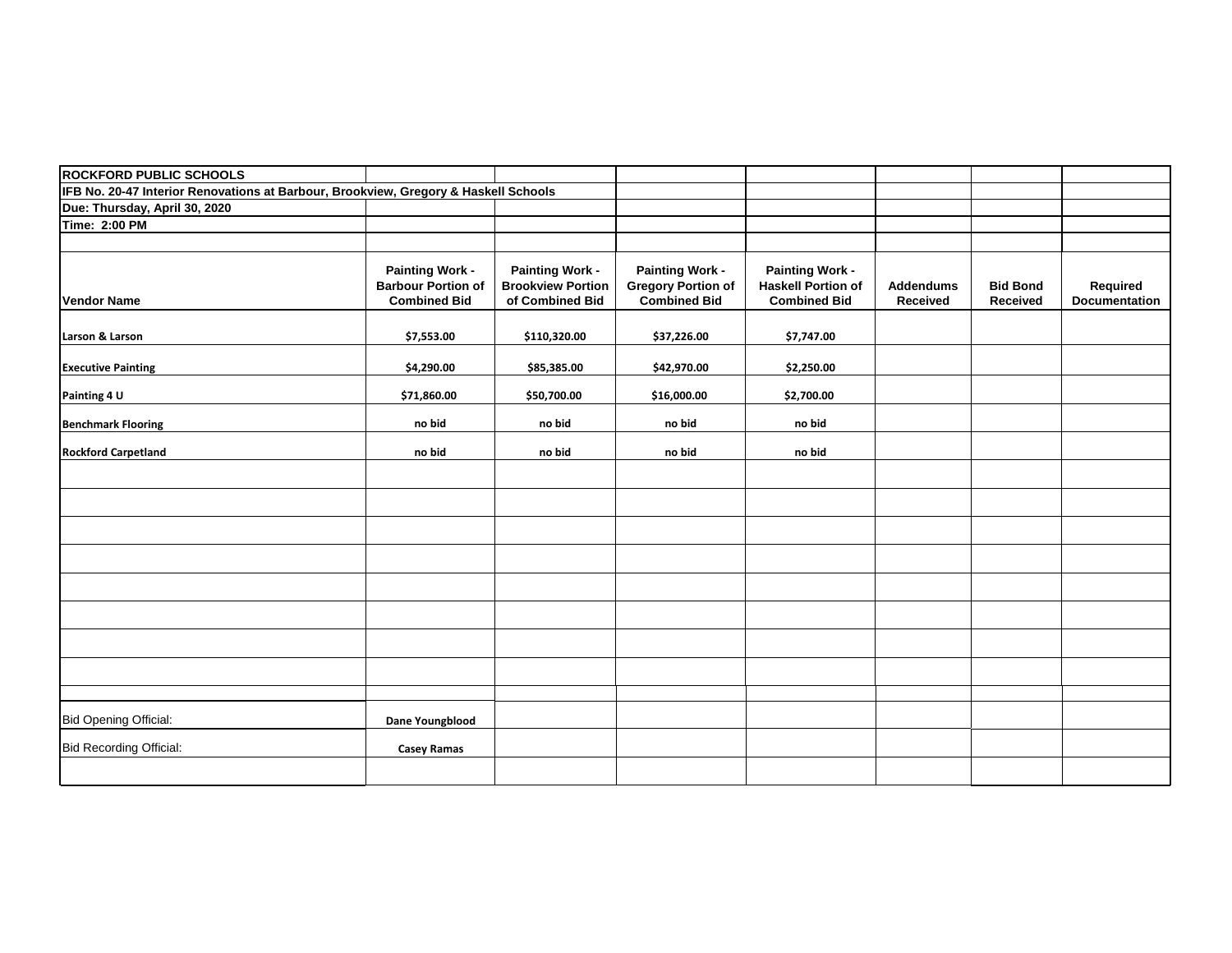**ROCKFORD PUBLIC SCHOOLS**

**IFB No. 20-47 Interior Renovations at Barbour, Brookview, Gregory & Haskell Schools**

**Due: Thursday, April 30, 2020**

**Time: 2:00 PM**

| Vendor Name | Painting Work - Barbour Portion of Combined Bid | Painting Work - Brookview Portion of Combined Bid | Painting Work - Gregory Portion of Combined Bid | Painting Work - Haskell Portion of Combined Bid | Addendums Received | Bid Bond Received | Required Documentation |
|---|---|---|---|---|---|---|---|
| Larson & Larson | $7,553.00 | $110,320.00 | $37,226.00 | $7,747.00 | | | |
| Executive Painting | $4,290.00 | $85,385.00 | $42,970.00 | $2,250.00 | | | |
| Painting 4 U | $71,860.00 | $50,700.00 | $16,000.00 | $2,700.00 | | | |
| Benchmark Flooring | no bid | no bid | no bid | no bid | | | |
| Rockford Carpetland | no bid | no bid | no bid | no bid | | | |

Bid Opening Official: Dane Youngblood

Bid Recording Official: Casey Ramas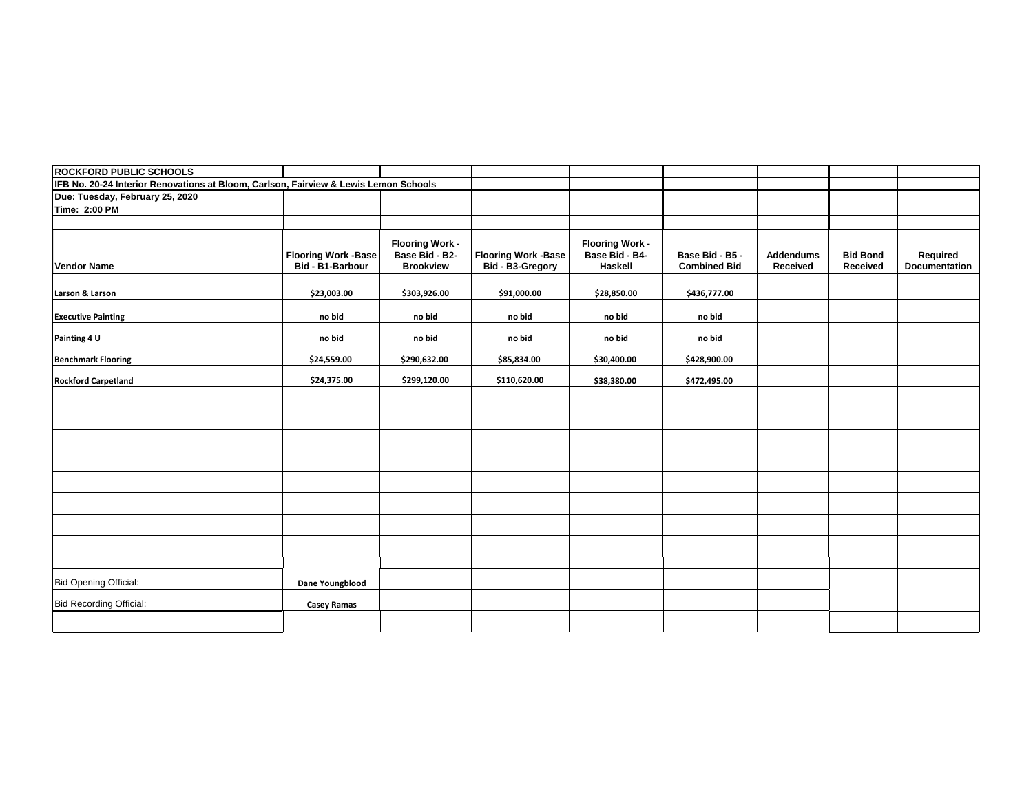**ROCKFORD PUBLIC SCHOOLS**

**IFB No. 20-24 Interior Renovations at Bloom, Carlson, Fairview & Lewis Lemon Schools**

**Due: Tuesday, February 25, 2020**

**Time: 2:00 PM**

| Vendor Name | Flooring Work -Base Bid - B1-Barbour | Flooring Work - Base Bid - B2-Brookview | Flooring Work -Base Bid - B3-Gregory | Flooring Work - Base Bid - B4-Haskell | Base Bid - B5 - Combined Bid | Addendums Received | Bid Bond Received | Required Documentation |
|---|---|---|---|---|---|---|---|---|
| Larson & Larson | $23,003.00 | $303,926.00 | $91,000.00 | $28,850.00 | $436,777.00 | | | |
| Executive Painting | no bid | no bid | no bid | no bid | no bid | | | |
| Painting 4 U | no bid | no bid | no bid | no bid | no bid | | | |
| Benchmark Flooring | $24,559.00 | $290,632.00 | $85,834.00 | $30,400.00 | $428,900.00 | | | |
| Rockford Carpetland | $24,375.00 | $299,120.00 | $110,620.00 | $38,380.00 | $472,495.00 | | | |

Bid Opening Official: **Dane Youngblood**

Bid Recording Official: **Casey Ramas**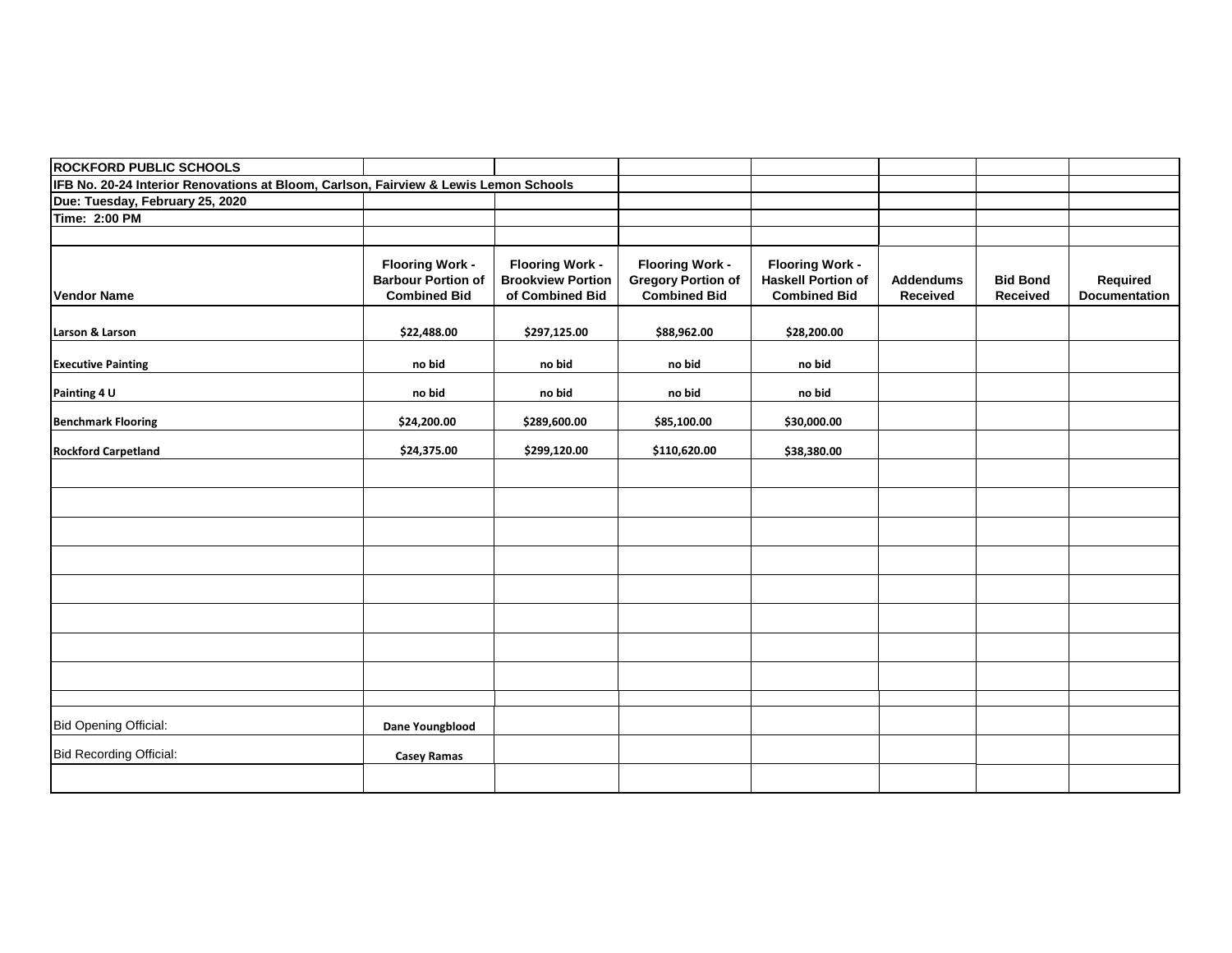| ROCKFORD PUBLIC SCHOOLS | | | | | | | |
|---|---|---|---|---|---|---|---|
| IFB No. 20-24 Interior Renovations at Bloom, Carlson, Fairview & Lewis Lemon Schools | | | | | | | |
| Due: Tuesday, February 25, 2020 | | | | | | | |
| Time: 2:00 PM | | | | | | | |
| | | | | | | | |
| **Vendor Name** | **Flooring Work - Barbour Portion of Combined Bid** | **Flooring Work - Brookview Portion of Combined Bid** | **Flooring Work - Gregory Portion of Combined Bid** | **Flooring Work - Haskell Portion of Combined Bid** | **Addendums Received** | **Bid Bond Received** | **Required Documentation** |
| **Larson & Larson** | **$22,488.00** | **$297,125.00** | **$88,962.00** | **$28,200.00** | | | |
| **Executive Painting** | **no bid** | **no bid** | **no bid** | **no bid** | | | |
| **Painting 4 U** | **no bid** | **no bid** | **no bid** | **no bid** | | | |
| **Benchmark Flooring** | **$24,200.00** | **$289,600.00** | **$85,100.00** | **$30,000.00** | | | |
| **Rockford Carpetland** | **$24,375.00** | **$299,120.00** | **$110,620.00** | **$38,380.00** | | | |
| | | | | | | | |
| | | | | | | | |
| | | | | | | | |
| | | | | | | | |
| | | | | | | | |
| | | | | | | | |
| | | | | | | | |
| | | | | | | | |
| | | | | | | | |
| Bid Opening Official: | **Dane Youngblood** | | | | | | |
| Bid Recording Official: | **Casey Ramas** | | | | | | |
| | | | | | | | |